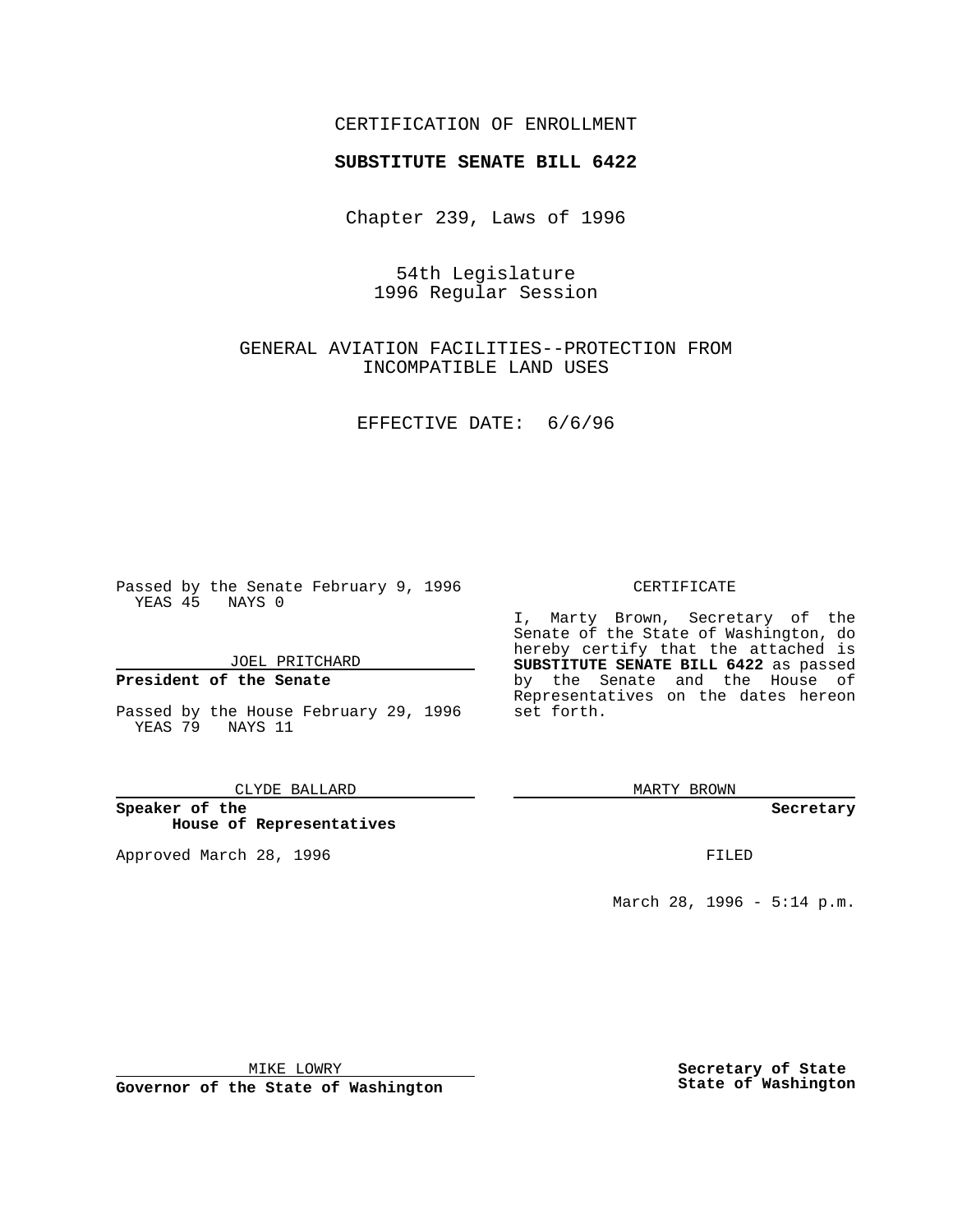CERTIFICATION OF ENROLLMENT

**SUBSTITUTE SENATE BILL 6422**

Chapter 239, Laws of 1996

54th Legislature
1996 Regular Session

GENERAL AVIATION FACILITIES--PROTECTION FROM INCOMPATIBLE LAND USES

EFFECTIVE DATE: 6/6/96

Passed by the Senate February 9, 1996
YEAS 45 NAYS 0

JOEL PRITCHARD

**President of the Senate**

Passed by the House February 29, 1996
YEAS 79 NAYS 11

CLYDE BALLARD

**Speaker of the House of Representatives**

Approved March 28, 1996

MIKE LOWRY

**Governor of the State of Washington**

CERTIFICATE

I, Marty Brown, Secretary of the Senate of the State of Washington, do hereby certify that the attached is **SUBSTITUTE SENATE BILL 6422** as passed by the Senate and the House of Representatives on the dates hereon set forth.

MARTY BROWN

**Secretary**

FILED

March 28, 1996 - 5:14 p.m.

**Secretary of State**
**State of Washington**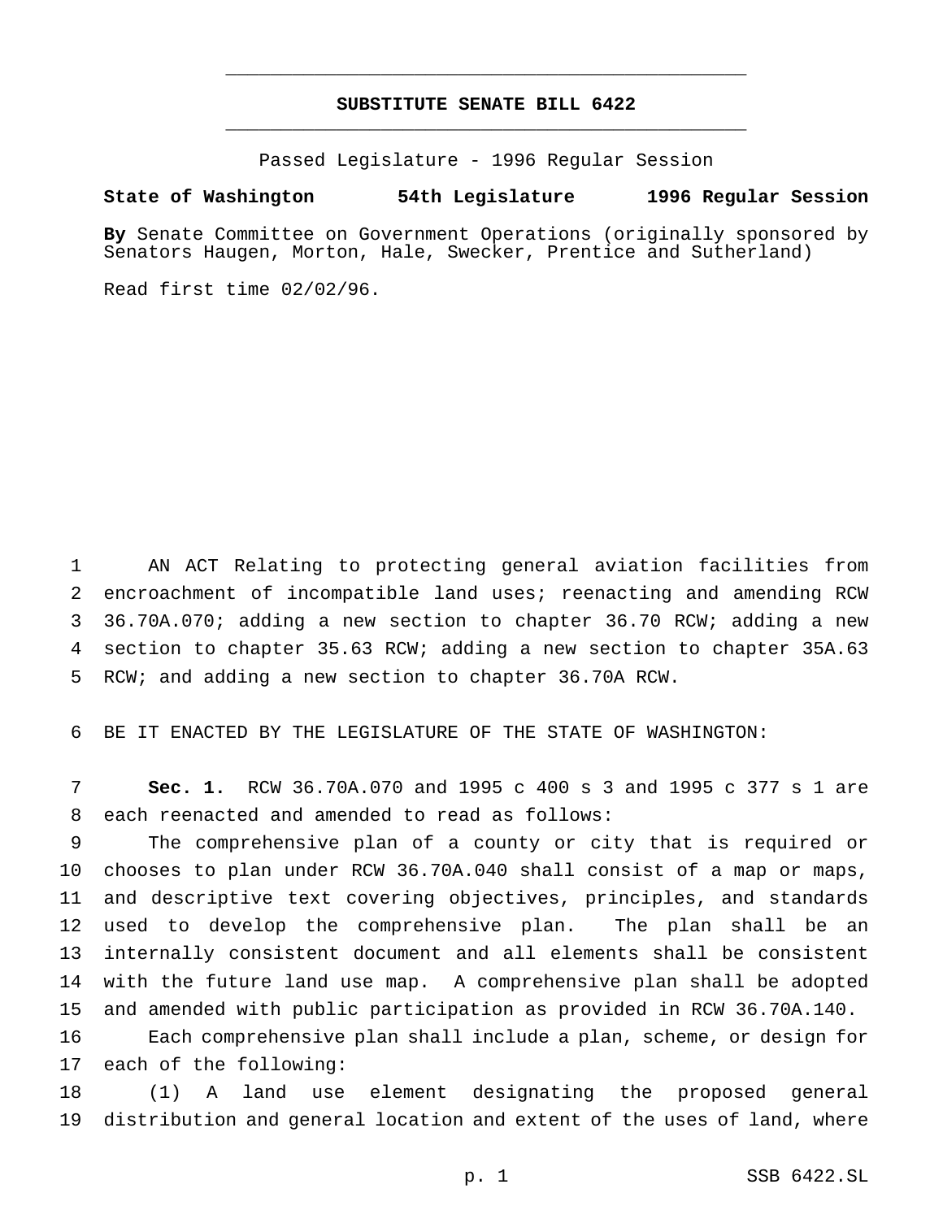# SUBSTITUTE SENATE BILL 6422

Passed Legislature - 1996 Regular Session

**State of Washington 54th Legislature 1996 Regular Session**

**By** Senate Committee on Government Operations (originally sponsored by Senators Haugen, Morton, Hale, Swecker, Prentice and Sutherland)

Read first time 02/02/96.

AN ACT Relating to protecting general aviation facilities from encroachment of incompatible land uses; reenacting and amending RCW 36.70A.070; adding a new section to chapter 36.70 RCW; adding a new section to chapter 35.63 RCW; adding a new section to chapter 35A.63 RCW; and adding a new section to chapter 36.70A RCW.

BE IT ENACTED BY THE LEGISLATURE OF THE STATE OF WASHINGTON:

**Sec. 1.** RCW 36.70A.070 and 1995 c 400 s 3 and 1995 c 377 s 1 are each reenacted and amended to read as follows:

The comprehensive plan of a county or city that is required or chooses to plan under RCW 36.70A.040 shall consist of a map or maps, and descriptive text covering objectives, principles, and standards used to develop the comprehensive plan. The plan shall be an internally consistent document and all elements shall be consistent with the future land use map. A comprehensive plan shall be adopted and amended with public participation as provided in RCW 36.70A.140.

Each comprehensive plan shall include a plan, scheme, or design for each of the following:

(1) A land use element designating the proposed general distribution and general location and extent of the uses of land, where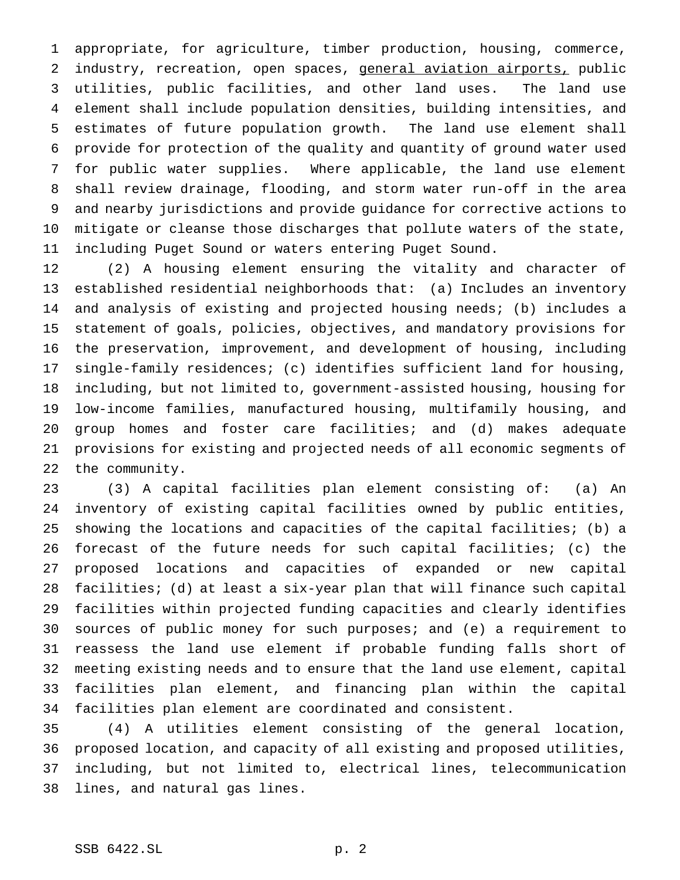appropriate, for agriculture, timber production, housing, commerce, industry, recreation, open spaces, <u>general aviation airports,</u> public utilities, public facilities, and other land uses. The land use element shall include population densities, building intensities, and estimates of future population growth. The land use element shall provide for protection of the quality and quantity of ground water used for public water supplies. Where applicable, the land use element shall review drainage, flooding, and storm water run-off in the area and nearby jurisdictions and provide guidance for corrective actions to mitigate or cleanse those discharges that pollute waters of the state, including Puget Sound or waters entering Puget Sound.

(2) A housing element ensuring the vitality and character of established residential neighborhoods that: (a) Includes an inventory and analysis of existing and projected housing needs; (b) includes a statement of goals, policies, objectives, and mandatory provisions for the preservation, improvement, and development of housing, including single-family residences; (c) identifies sufficient land for housing, including, but not limited to, government-assisted housing, housing for low-income families, manufactured housing, multifamily housing, and group homes and foster care facilities; and (d) makes adequate provisions for existing and projected needs of all economic segments of the community.

(3) A capital facilities plan element consisting of: (a) An inventory of existing capital facilities owned by public entities, showing the locations and capacities of the capital facilities; (b) a forecast of the future needs for such capital facilities; (c) the proposed locations and capacities of expanded or new capital facilities; (d) at least a six-year plan that will finance such capital facilities within projected funding capacities and clearly identifies sources of public money for such purposes; and (e) a requirement to reassess the land use element if probable funding falls short of meeting existing needs and to ensure that the land use element, capital facilities plan element, and financing plan within the capital facilities plan element are coordinated and consistent.

(4) A utilities element consisting of the general location, proposed location, and capacity of all existing and proposed utilities, including, but not limited to, electrical lines, telecommunication lines, and natural gas lines.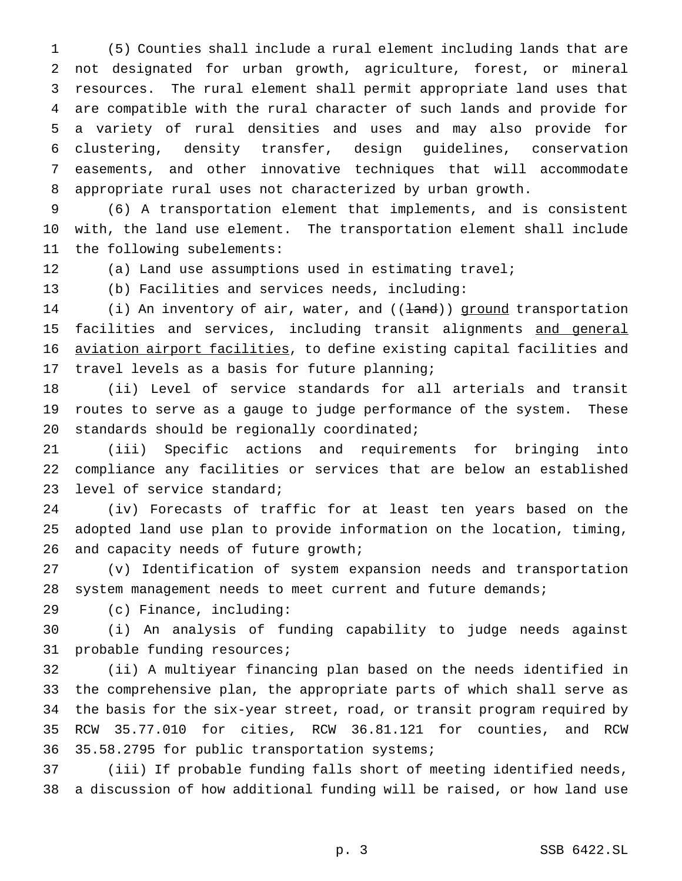(5) Counties shall include a rural element including lands that are not designated for urban growth, agriculture, forest, or mineral resources. The rural element shall permit appropriate land uses that are compatible with the rural character of such lands and provide for a variety of rural densities and uses and may also provide for clustering, density transfer, design guidelines, conservation easements, and other innovative techniques that will accommodate appropriate rural uses not characterized by urban growth.

(6) A transportation element that implements, and is consistent with, the land use element. The transportation element shall include the following subelements:

(a) Land use assumptions used in estimating travel;

(b) Facilities and services needs, including:

(i) An inventory of air, water, and ((~~land~~)) <u>ground</u> transportation facilities and services, including transit alignments <u>and general aviation airport facilities</u>, to define existing capital facilities and travel levels as a basis for future planning;

(ii) Level of service standards for all arterials and transit routes to serve as a gauge to judge performance of the system. These standards should be regionally coordinated;

(iii) Specific actions and requirements for bringing into compliance any facilities or services that are below an established level of service standard;

(iv) Forecasts of traffic for at least ten years based on the adopted land use plan to provide information on the location, timing, and capacity needs of future growth;

(v) Identification of system expansion needs and transportation system management needs to meet current and future demands;

(c) Finance, including:

(i) An analysis of funding capability to judge needs against probable funding resources;

(ii) A multiyear financing plan based on the needs identified in the comprehensive plan, the appropriate parts of which shall serve as the basis for the six-year street, road, or transit program required by RCW 35.77.010 for cities, RCW 36.81.121 for counties, and RCW 35.58.2795 for public transportation systems;

(iii) If probable funding falls short of meeting identified needs, a discussion of how additional funding will be raised, or how land use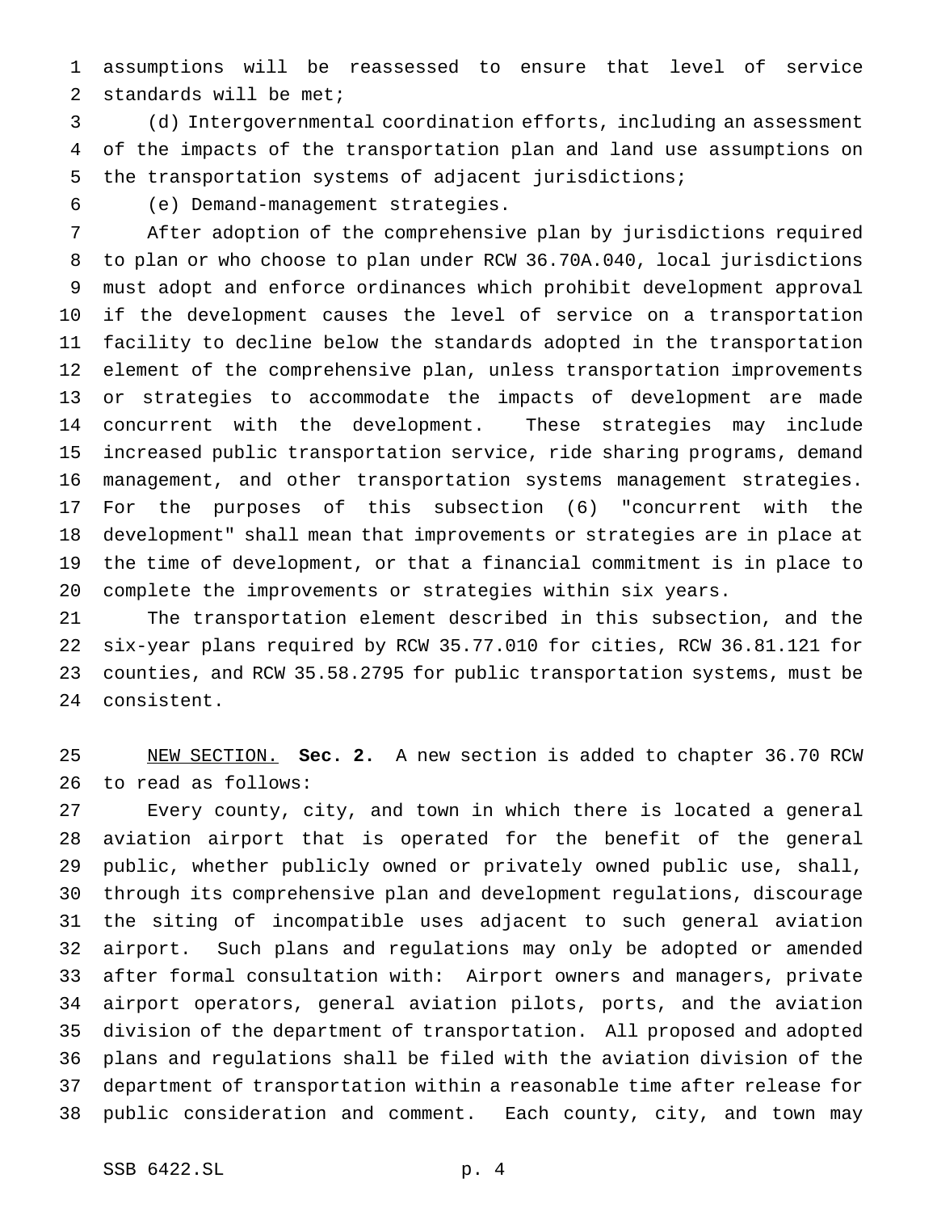assumptions will be reassessed to ensure that level of service standards will be met;

(d) Intergovernmental coordination efforts, including an assessment of the impacts of the transportation plan and land use assumptions on the transportation systems of adjacent jurisdictions;

(e) Demand-management strategies.

After adoption of the comprehensive plan by jurisdictions required to plan or who choose to plan under RCW 36.70A.040, local jurisdictions must adopt and enforce ordinances which prohibit development approval if the development causes the level of service on a transportation facility to decline below the standards adopted in the transportation element of the comprehensive plan, unless transportation improvements or strategies to accommodate the impacts of development are made concurrent with the development. These strategies may include increased public transportation service, ride sharing programs, demand management, and other transportation systems management strategies. For the purposes of this subsection (6) "concurrent with the development" shall mean that improvements or strategies are in place at the time of development, or that a financial commitment is in place to complete the improvements or strategies within six years.

The transportation element described in this subsection, and the six-year plans required by RCW 35.77.010 for cities, RCW 36.81.121 for counties, and RCW 35.58.2795 for public transportation systems, must be consistent.

NEW SECTION. **Sec. 2.** A new section is added to chapter 36.70 RCW to read as follows:

Every county, city, and town in which there is located a general aviation airport that is operated for the benefit of the general public, whether publicly owned or privately owned public use, shall, through its comprehensive plan and development regulations, discourage the siting of incompatible uses adjacent to such general aviation airport. Such plans and regulations may only be adopted or amended after formal consultation with: Airport owners and managers, private airport operators, general aviation pilots, ports, and the aviation division of the department of transportation. All proposed and adopted plans and regulations shall be filed with the aviation division of the department of transportation within a reasonable time after release for public consideration and comment. Each county, city, and town may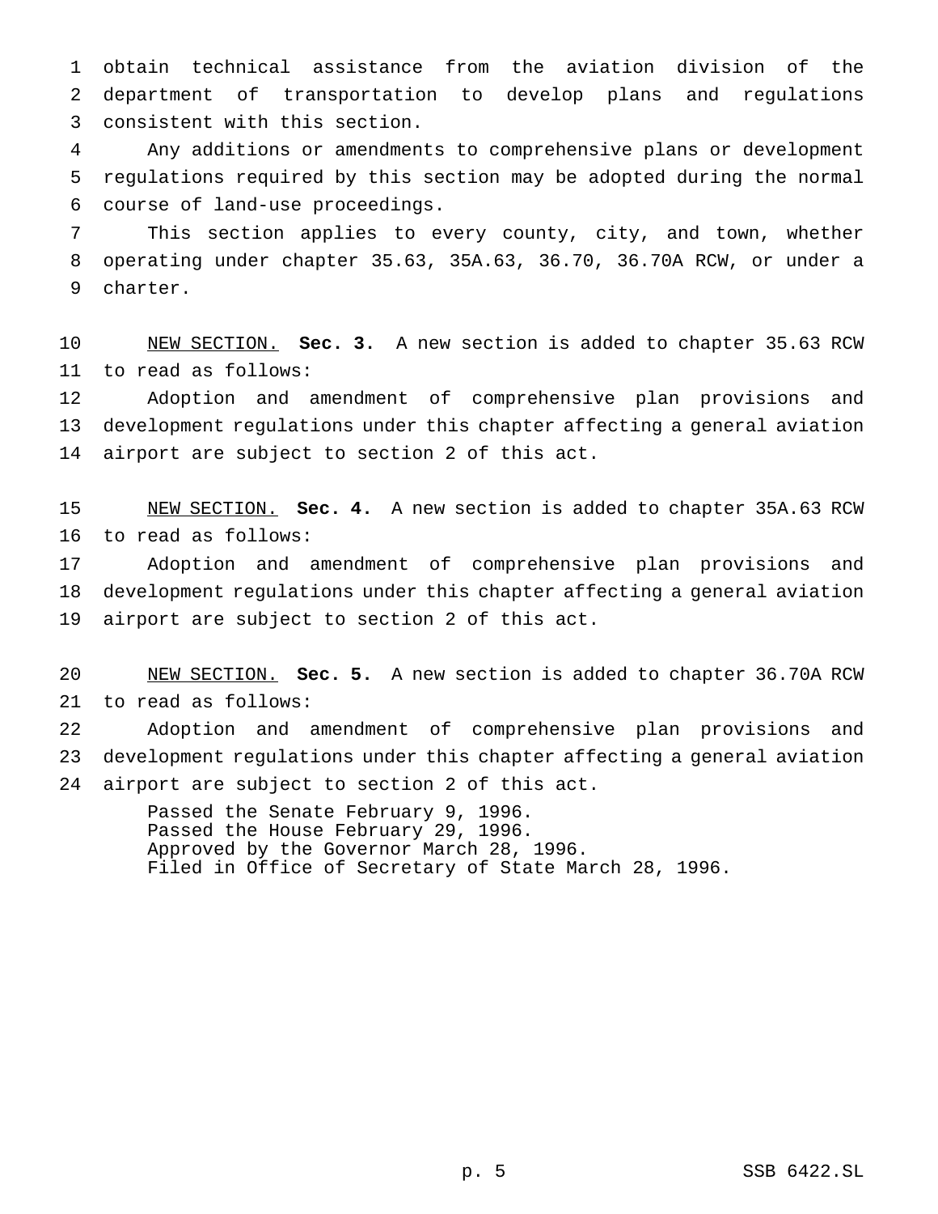obtain technical assistance from the aviation division of the department of transportation to develop plans and regulations consistent with this section.

Any additions or amendments to comprehensive plans or development regulations required by this section may be adopted during the normal course of land-use proceedings.

This section applies to every county, city, and town, whether operating under chapter 35.63, 35A.63, 36.70, 36.70A RCW, or under a charter.

NEW SECTION. **Sec. 3.** A new section is added to chapter 35.63 RCW to read as follows:

Adoption and amendment of comprehensive plan provisions and development regulations under this chapter affecting a general aviation airport are subject to section 2 of this act.

NEW SECTION. **Sec. 4.** A new section is added to chapter 35A.63 RCW to read as follows:

Adoption and amendment of comprehensive plan provisions and development regulations under this chapter affecting a general aviation airport are subject to section 2 of this act.

NEW SECTION. **Sec. 5.** A new section is added to chapter 36.70A RCW to read as follows:

Adoption and amendment of comprehensive plan provisions and development regulations under this chapter affecting a general aviation airport are subject to section 2 of this act.

Passed the Senate February 9, 1996.
Passed the House February 29, 1996.
Approved by the Governor March 28, 1996.
Filed in Office of Secretary of State March 28, 1996.